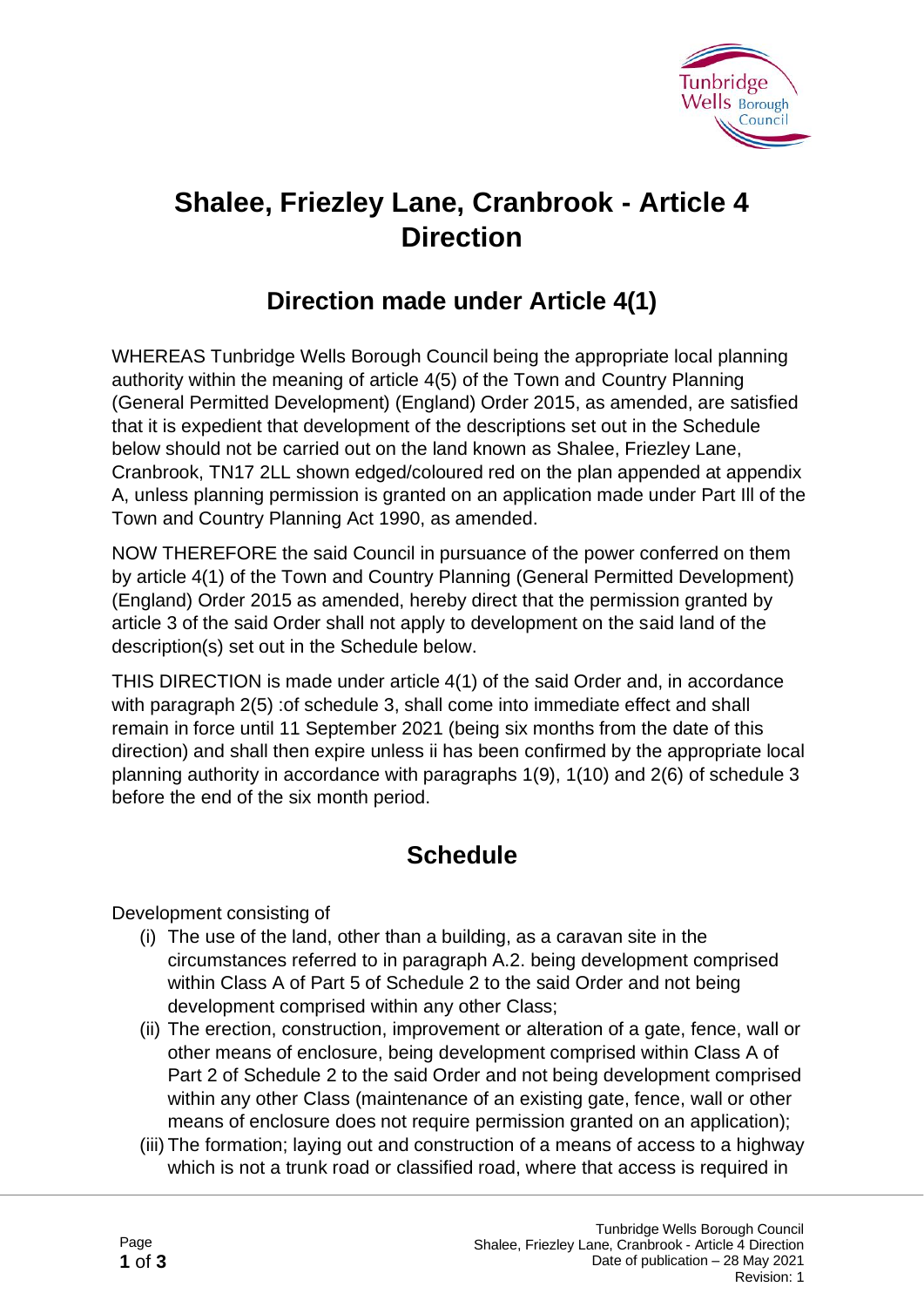# Shalee, Friezley Lane, Cranbrook - Article 4 Direction

## Direction made under Article 4(1)

WHEREAS Tunbridge Wells Borough Council being the appropriate local planning authority within the meaning of article 4(5) of the Town and Country Planning (General Permitted Development) (England) Order 2015, as amended, are satisfied that it is expedient that development of the descriptions set out in the Schedule below should not be carried out on the land known as Shalee, Friezley Lane, Cranbrook, TN17 2LL shown edged/coloured red on the plan appended at appendix A, unless planning permission is granted on an application made under Part Ill of the Town and Country Planning Act 1990, as amended.

NOW THEREFORE the said Council in pursuance of the power conferred on them by article 4(1) of the Town and Country Planning (General Permitted Development) (England) Order 2015 as amended, hereby direct that the permission granted by article 3 of the said Order shall not apply to development on the said land of the description(s) set out in the Schedule below.

THIS DIRECTION is made under article 4(1) of the said Order and, in accordance with paragraph 2(5) :of schedule 3, shall come into immediate effect and shall remain in force until 11 September 2021 (being six months from the date of this direction) and shall then expire unless ii has been confirmed by the appropriate local planning authority in accordance with paragraphs 1(9), 1(10) and 2(6) of schedule 3 before the end of the six month period.

## Schedule

Development consisting of

(i) The use of the land, other than a building, as a caravan site in the circumstances referred to in paragraph A.2. being development comprised within Class A of Part 5 of Schedule 2 to the said Order and not being development comprised within any other Class;

(ii) The erection, construction, improvement or alteration of a gate, fence, wall or other means of enclosure, being development comprised within Class A of Part 2 of Schedule 2 to the said Order and not being development comprised within any other Class (maintenance of an existing gate, fence, wall or other means of enclosure does not require permission granted on an application);

(iii) The formation; laying out and construction of a means of access to a highway which is not a trunk road or classified road, where that access is required in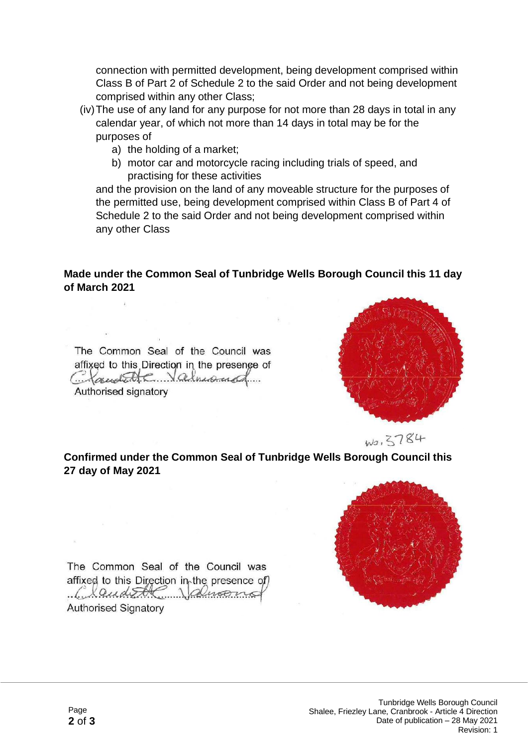connection with permitted development, being development comprised within Class B of Part 2 of Schedule 2 to the said Order and not being development comprised within any other Class;

(iv) The use of any land for any purpose for not more than 28 days in total in any calendar year, of which not more than 14 days in total may be for the purposes of

a) the holding of a market;

b) motor car and motorcycle racing including trials of speed, and practising for these activities

and the provision on the land of any moveable structure for the purposes of the permitted use, being development comprised within Class B of Part 4 of Schedule 2 to the said Order and not being development comprised within any other Class

**Made under the Common Seal of Tunbridge Wells Borough Council this 11 day of March 2021**

The Common Seal of the Council was affixed to this Direction in the presence of

Claudette Valmond

Authorised signatory

No. 3784

**Confirmed under the Common Seal of Tunbridge Wells Borough Council this 27 day of May 2021**

The Common Seal of the Council was affixed to this Direction in the presence of

Claudette Valmond

Authorised Signatory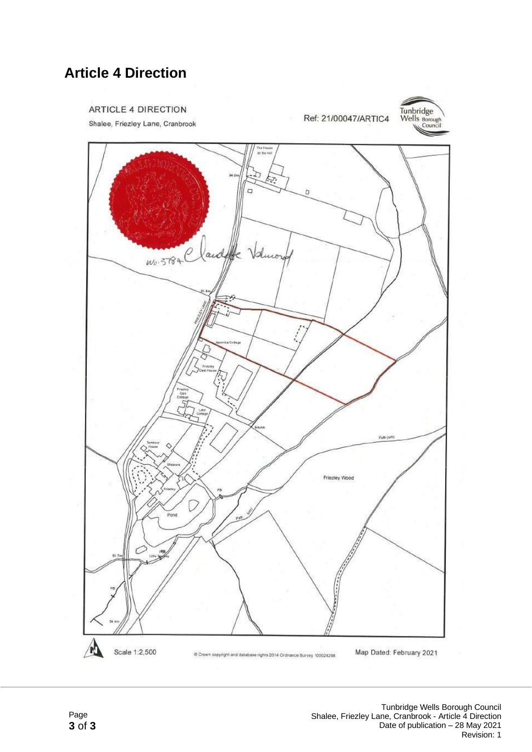# Article 4 Direction

ARTICLE 4 DIRECTION

Shalee, Friezley Lane, Cranbrook

Ref: 21/00047/ARTIC4

Tunbridge Wells Borough Council

The House on the Hill

84.0m

81.4m

FRIEZLEY LANE

Japonica Cottage

Friezley Oast House

Friezley Oak Cottage

Lake Cottage

Sluice

Path (um)

Tambour House

Weavers

Friezley

FB

Friezley Wood

Pond

Path (um)

51.7m

Little Friezley

FB

54.4m

Scale 1:2,500

© Crown copyright and database rights 2014 Ordnance Survey 100024298

Map Dated: February 2021